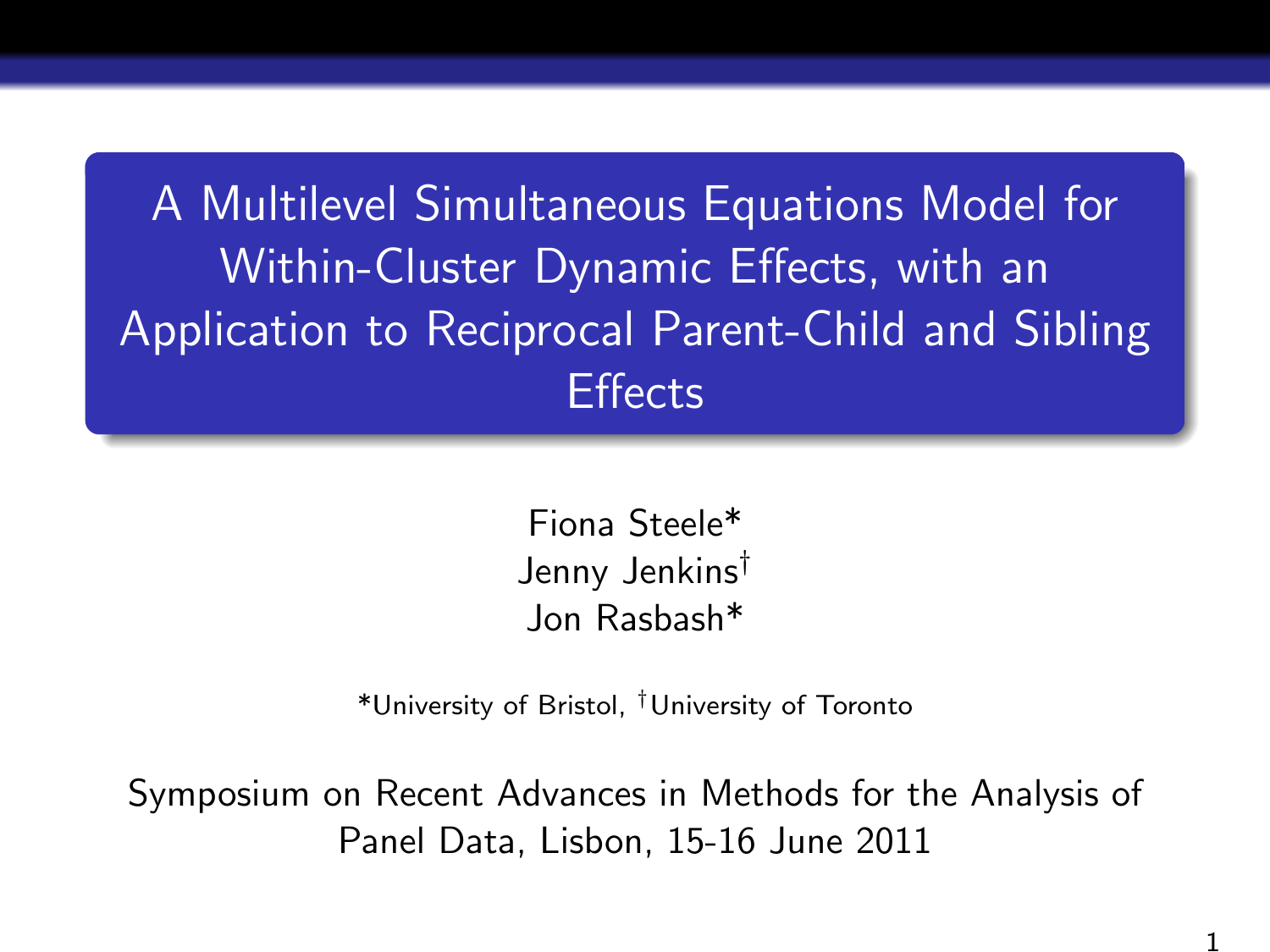# A Multilevel Simultaneous Equations Model for Within-Cluster Dynamic Effects, with an Application to Reciprocal Parent-Child and Sibling Effects

Fiona Steele*
Jenny Jenkins[†]
Jon Rasbash*

*University of Bristol, [†]University of Toronto

Symposium on Recent Advances in Methods for the Analysis of Panel Data, Lisbon, 15-16 June 2011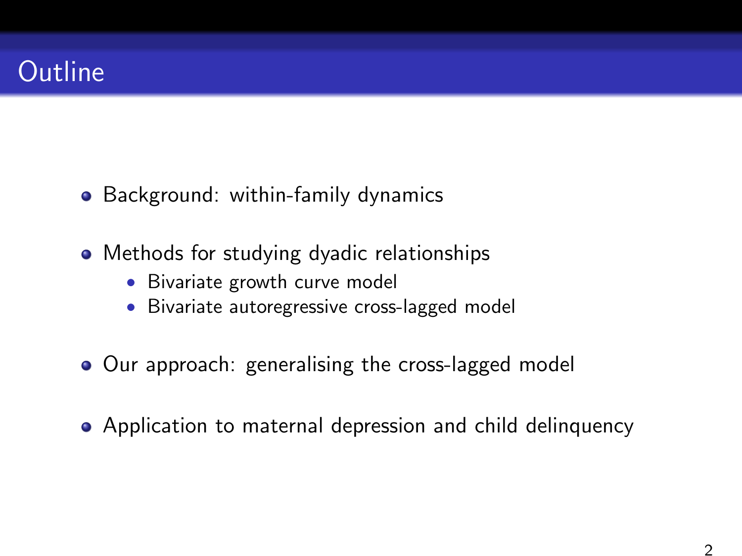# Outline

- Background: within-family dynamics
- Methods for studying dyadic relationships
  - Bivariate growth curve model
  - Bivariate autoregressive cross-lagged model
- Our approach: generalising the cross-lagged model
- Application to maternal depression and child delinquency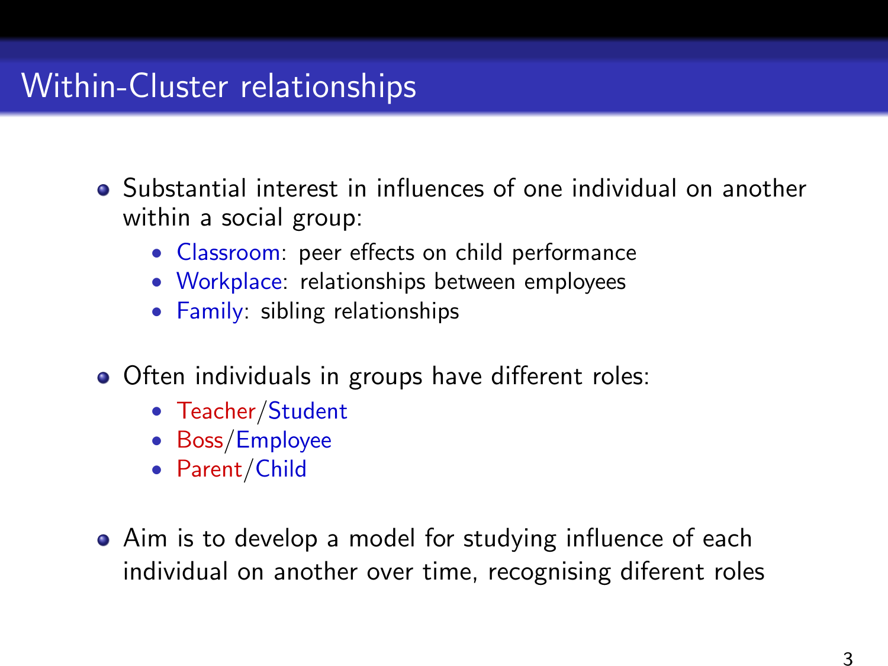# Within-Cluster relationships

- Substantial interest in influences of one individual on another within a social group:
  - Classroom: peer effects on child performance
  - Workplace: relationships between employees
  - Family: sibling relationships

- Often individuals in groups have different roles:
  - Teacher/Student
  - Boss/Employee
  - Parent/Child

- Aim is to develop a model for studying influence of each individual on another over time, recognising diferent roles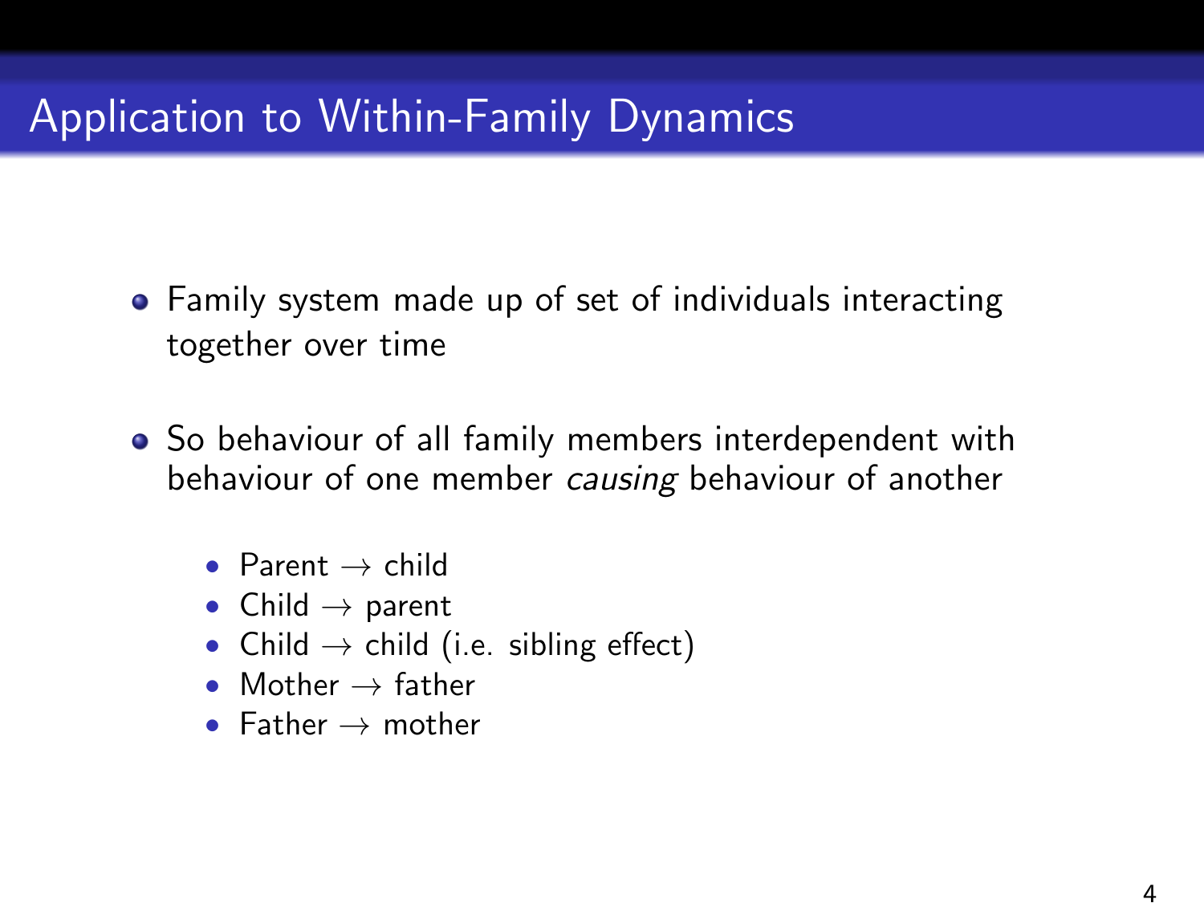# Application to Within-Family Dynamics

- Family system made up of set of individuals interacting together over time
- So behaviour of all family members interdependent with behaviour of one member *causing* behaviour of another
  - Parent $\rightarrow$ child
  - Child $\rightarrow$ parent
  - Child $\rightarrow$ child (i.e. sibling effect)
  - Mother $\rightarrow$ father
  - Father $\rightarrow$ mother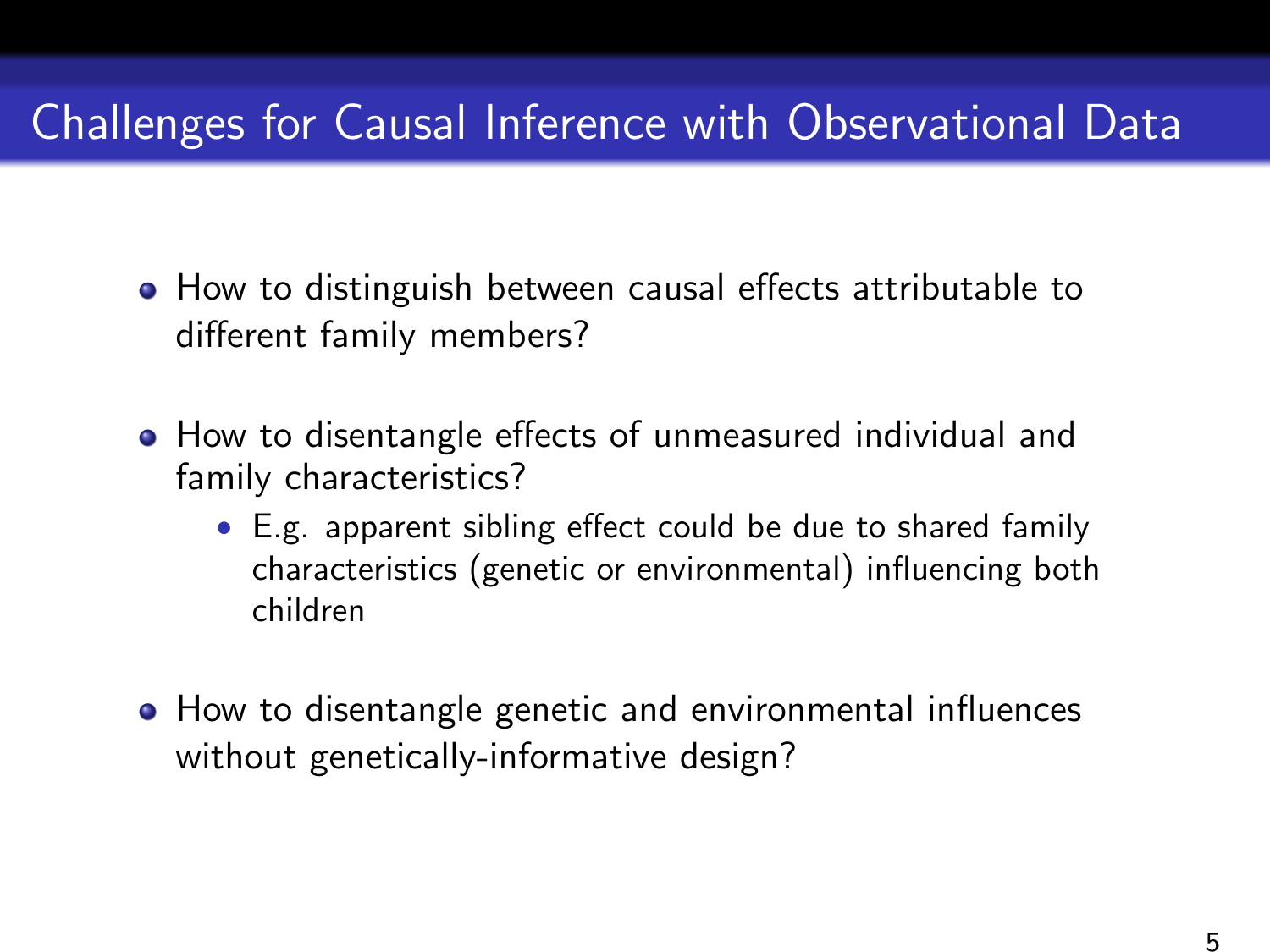## Challenges for Causal Inference with Observational Data

- How to distinguish between causal effects attributable to different family members?
- How to disentangle effects of unmeasured individual and family characteristics?
  - E.g. apparent sibling effect could be due to shared family characteristics (genetic or environmental) influencing both children
- How to disentangle genetic and environmental influences without genetically-informative design?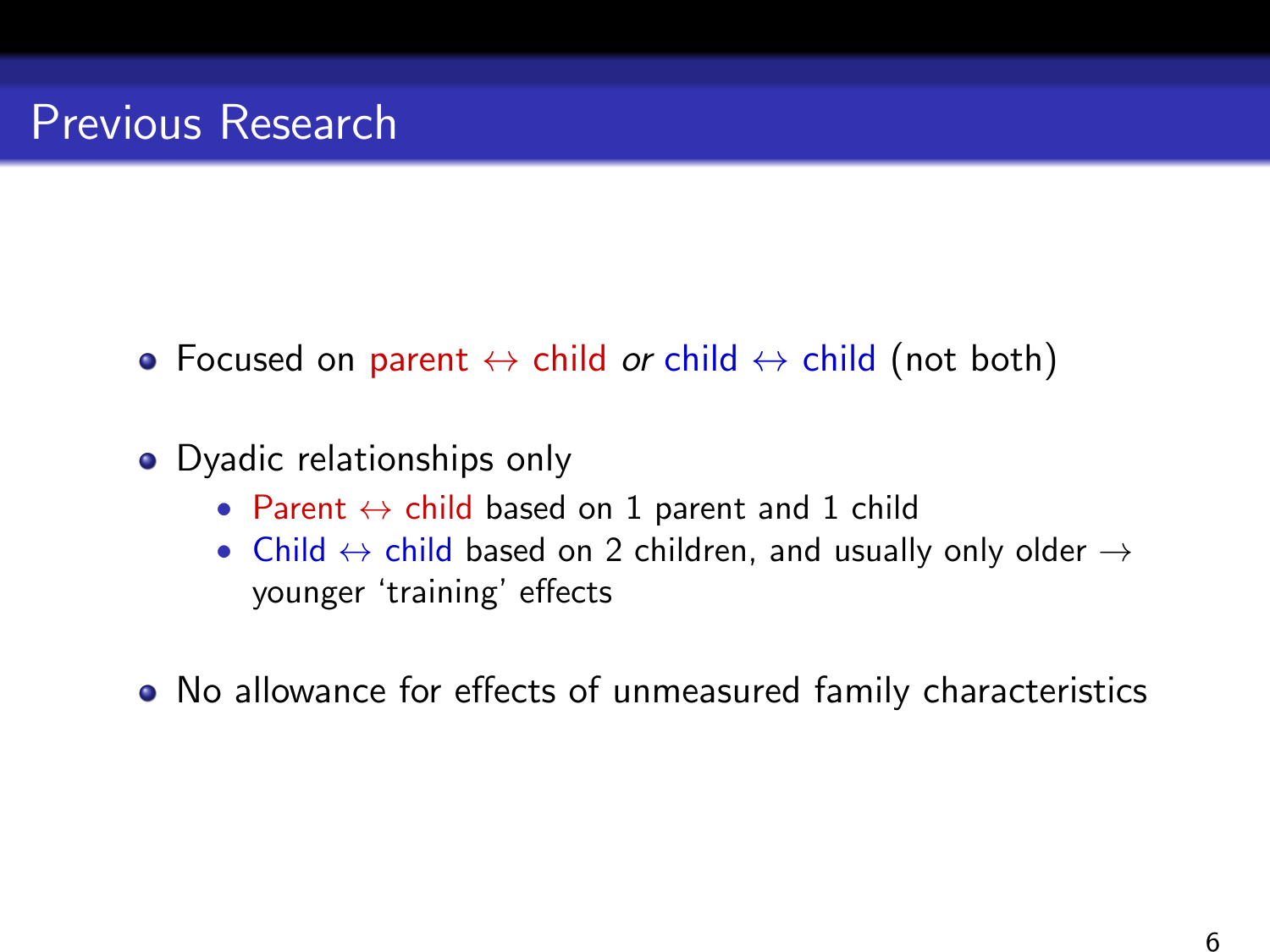# Previous Research

- Focused on parent $\leftrightarrow$ child *or* child $\leftrightarrow$ child (not both)
- Dyadic relationships only
  - Parent $\leftrightarrow$ child based on 1 parent and 1 child
  - Child $\leftrightarrow$ child based on 2 children, and usually only older $\rightarrow$ younger 'training' effects
- No allowance for effects of unmeasured family characteristics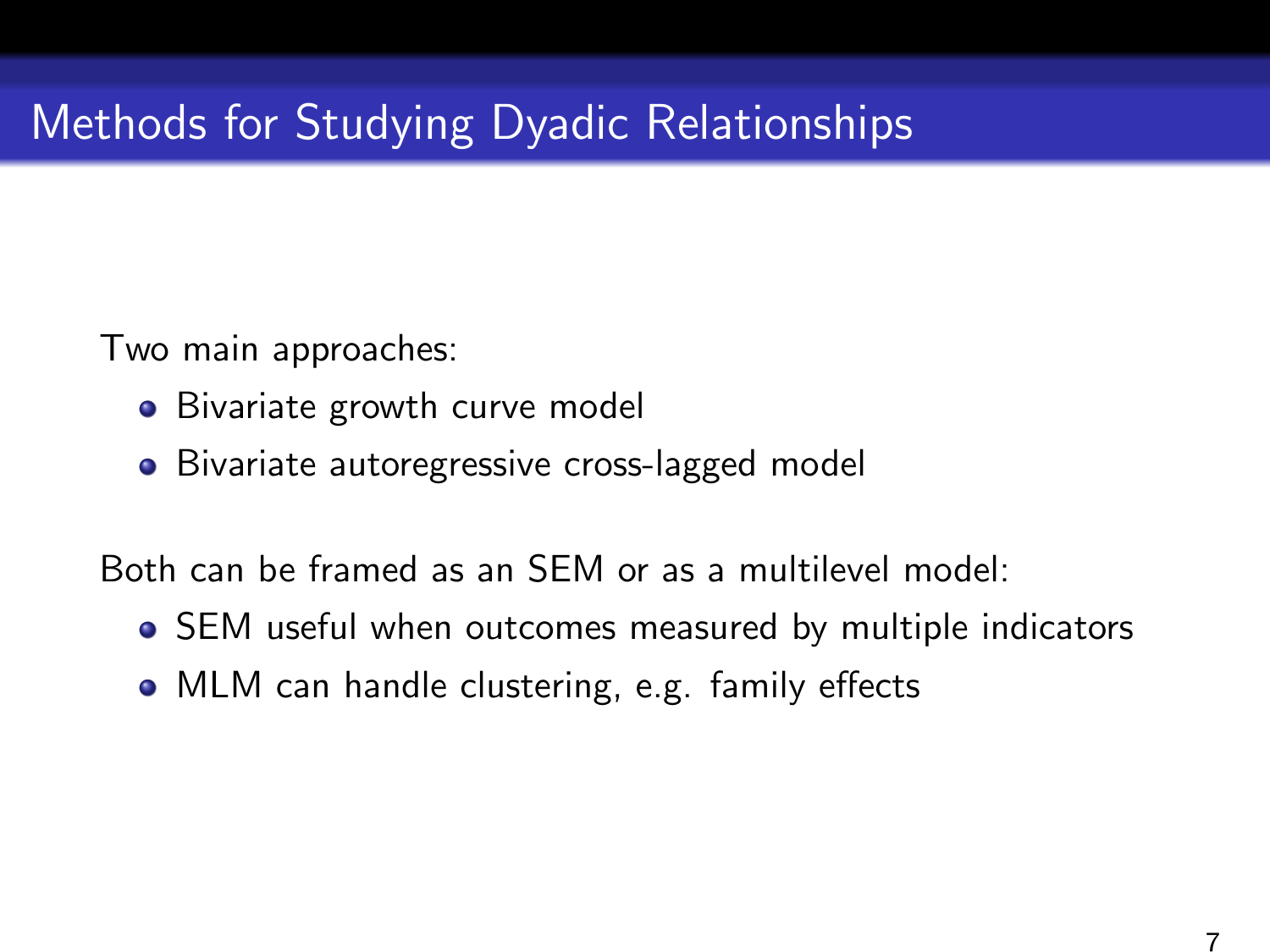# Methods for Studying Dyadic Relationships

Two main approaches:

- Bivariate growth curve model
- Bivariate autoregressive cross-lagged model

Both can be framed as an SEM or as a multilevel model:

- SEM useful when outcomes measured by multiple indicators
- MLM can handle clustering, e.g. family effects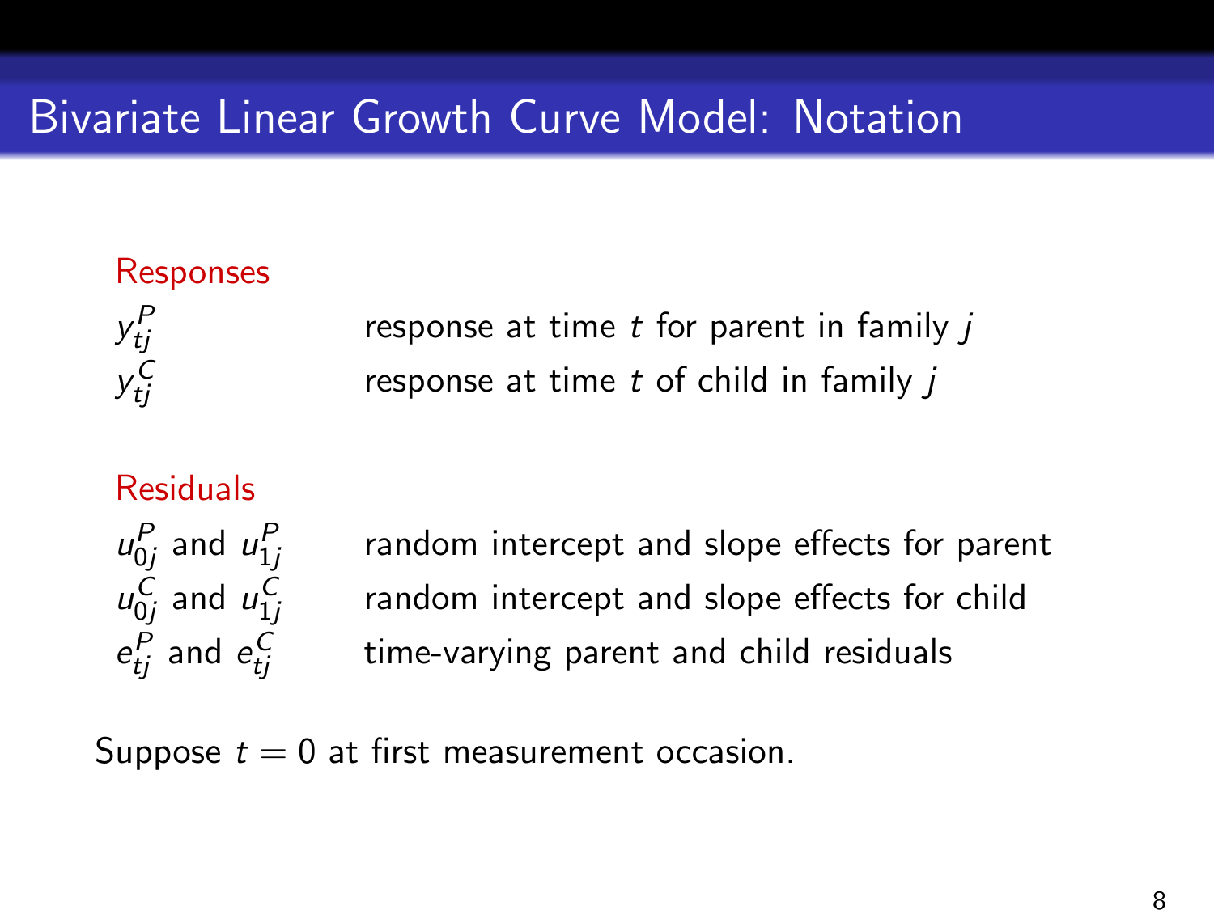# Bivariate Linear Growth Curve Model: Notation

### Responses

| | |
|---|---|
| $y_{tj}^P$ | response at time $t$ for parent in family $j$ |
| $y_{tj}^C$ | response at time $t$ of child in family $j$ |

### Residuals

| | |
|---|---|
| $u_{0j}^P$ and $u_{1j}^P$ | random intercept and slope effects for parent |
| $u_{0j}^C$ and $u_{1j}^C$ | random intercept and slope effects for child |
| $e_{tj}^P$ and $e_{tj}^C$ | time-varying parent and child residuals |

Suppose $t = 0$ at first measurement occasion.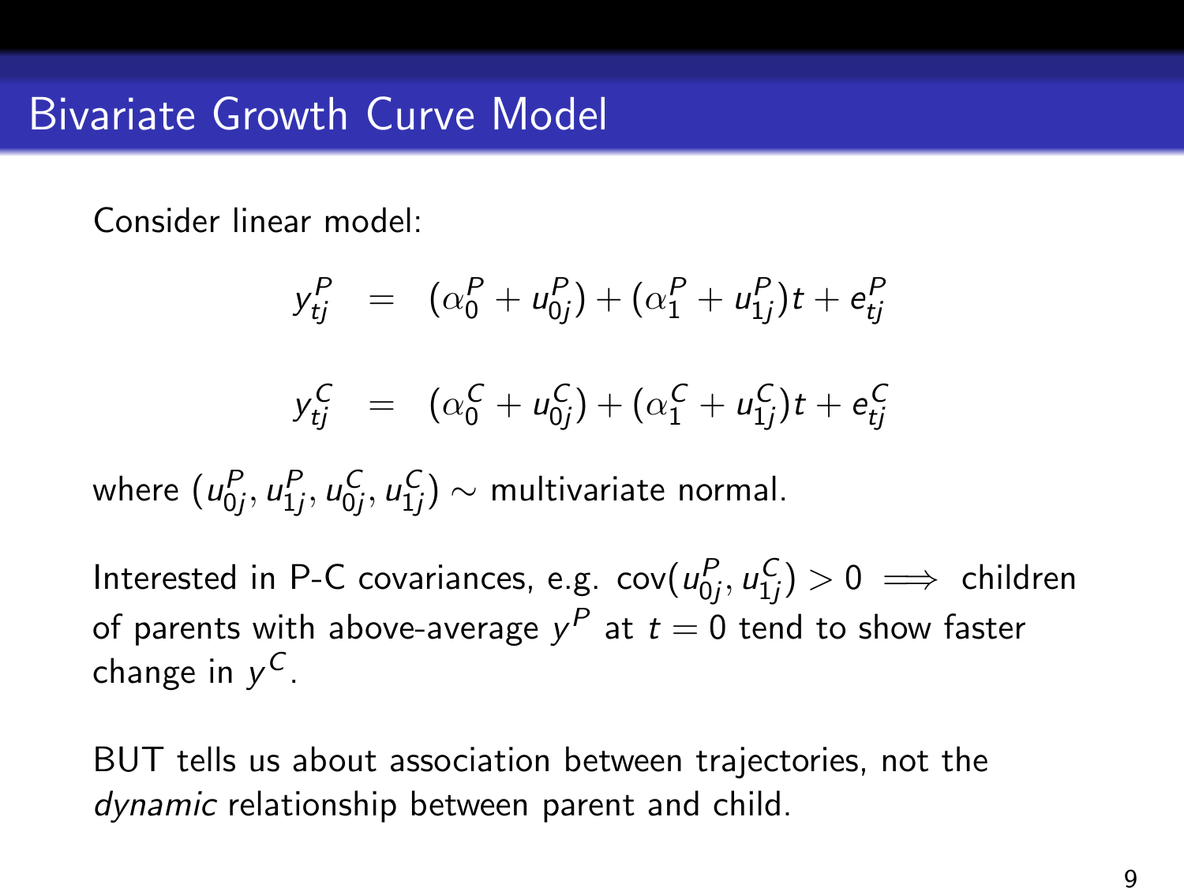# Bivariate Growth Curve Model

Consider linear model:

$$
\begin{aligned}
y_{tj}^P &= (\alpha_0^P + u_{0j}^P) + (\alpha_1^P + u_{1j}^P)t + e_{tj}^P \\
y_{tj}^C &= (\alpha_0^C + u_{0j}^C) + (\alpha_1^C + u_{1j}^C)t + e_{tj}^C
\end{aligned}
$$

where $(u_{0j}^P, u_{1j}^P, u_{0j}^C, u_{1j}^C) \sim$ multivariate normal.

Interested in P-C covariances, e.g. $\text{cov}(u_{0j}^P, u_{1j}^C) > 0 \implies$ children of parents with above-average $y^P$ at $t = 0$ tend to show faster change in $y^C$.

BUT tells us about association between trajectories, not the *dynamic* relationship between parent and child.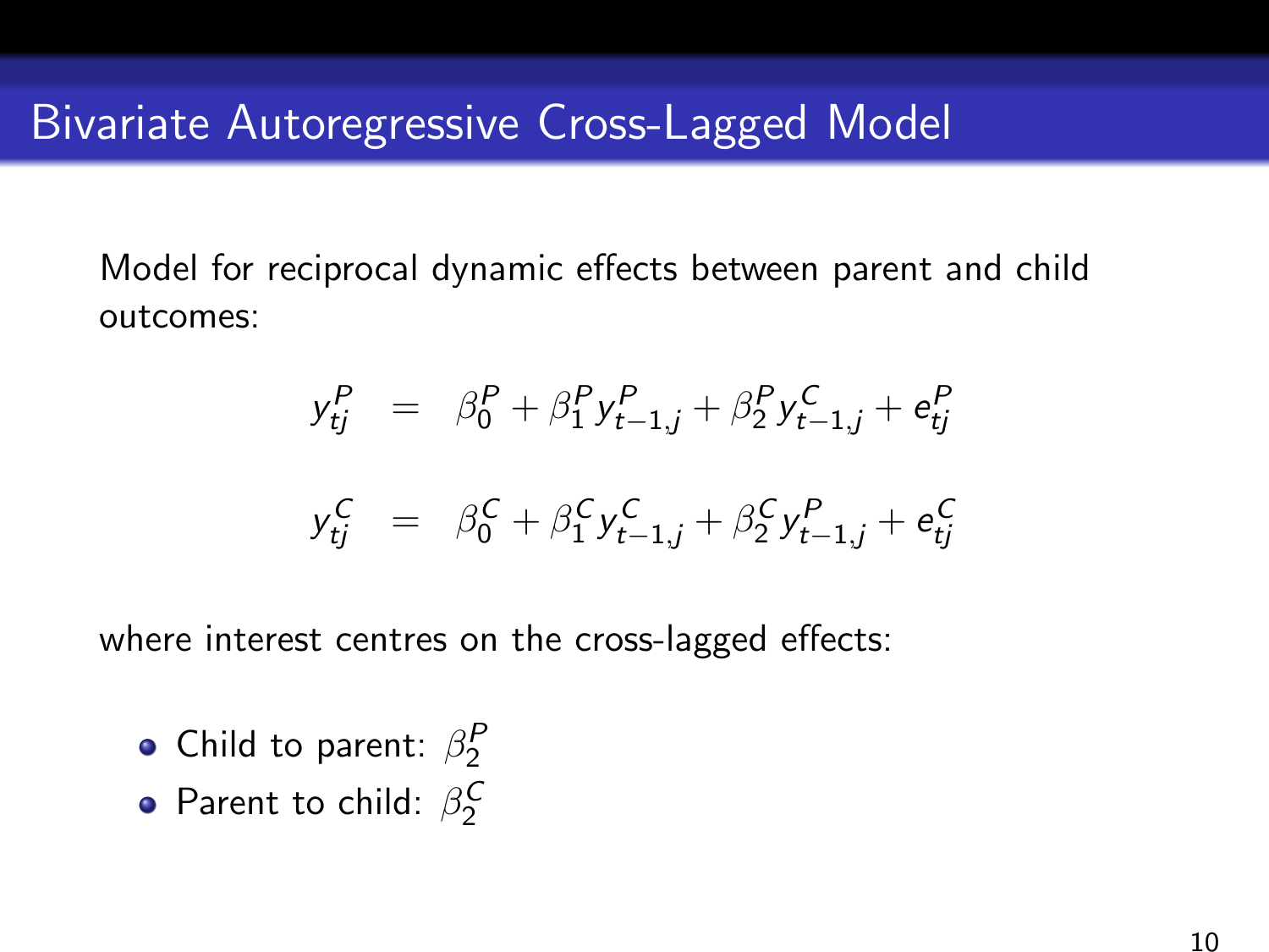# Bivariate Autoregressive Cross-Lagged Model

Model for reciprocal dynamic effects between parent and child outcomes:

$$
\begin{aligned}
y_{tj}^{P} &= \beta_0^{P} + \beta_1^{P} y_{t-1,j}^{P} + \beta_2^{P} y_{t-1,j}^{C} + e_{tj}^{P} \\
y_{tj}^{C} &= \beta_0^{C} + \beta_1^{C} y_{t-1,j}^{C} + \beta_2^{C} y_{t-1,j}^{P} + e_{tj}^{C}
\end{aligned}
$$

where interest centres on the cross-lagged effects:

- Child to parent: $\beta_2^{P}$
- Parent to child: $\beta_2^{C}$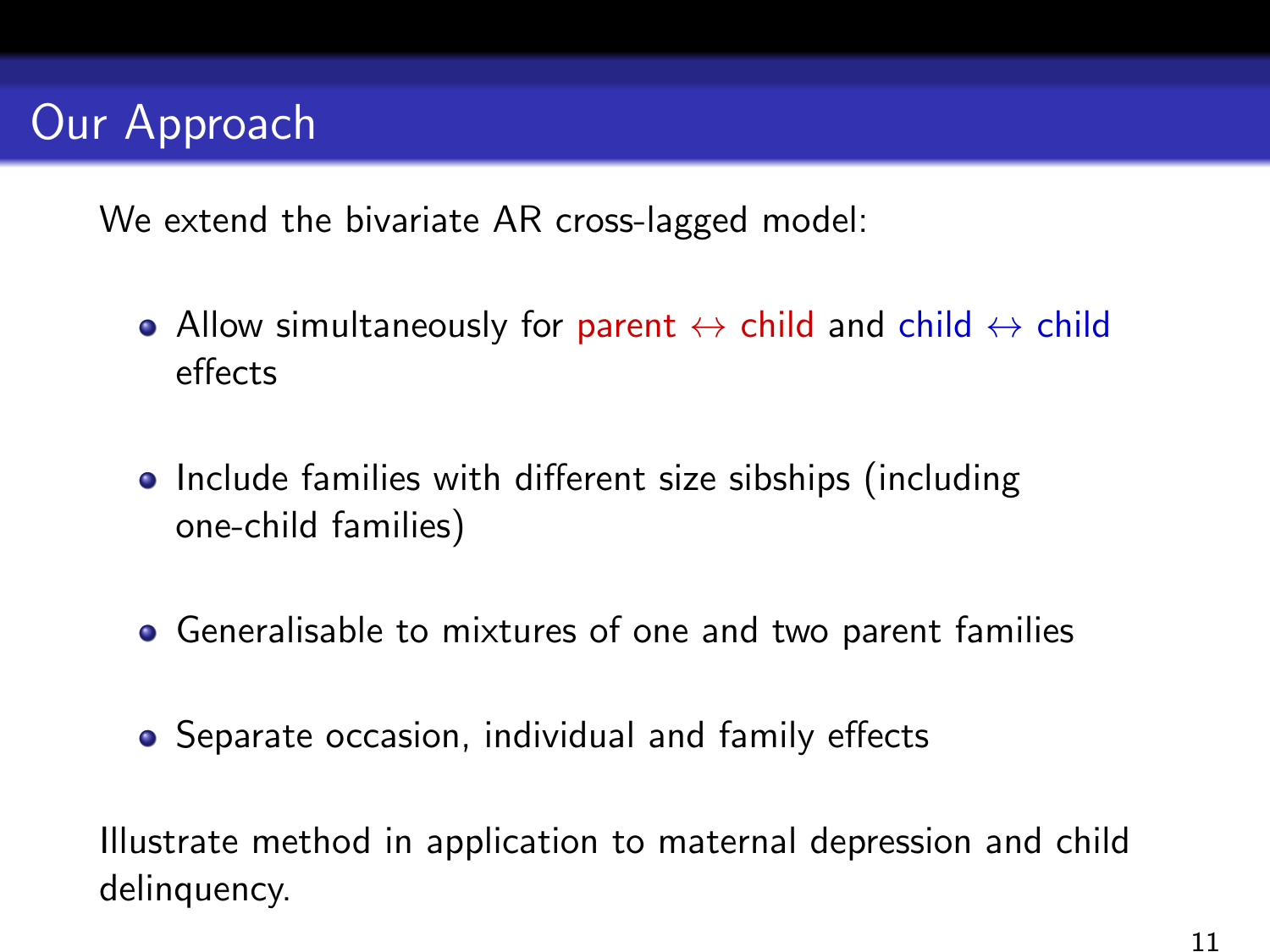# Our Approach

We extend the bivariate AR cross-lagged model:

- Allow simultaneously for parent $\leftrightarrow$ child and child $\leftrightarrow$ child effects
- Include families with different size sibships (including one-child families)
- Generalisable to mixtures of one and two parent families
- Separate occasion, individual and family effects

Illustrate method in application to maternal depression and child delinquency.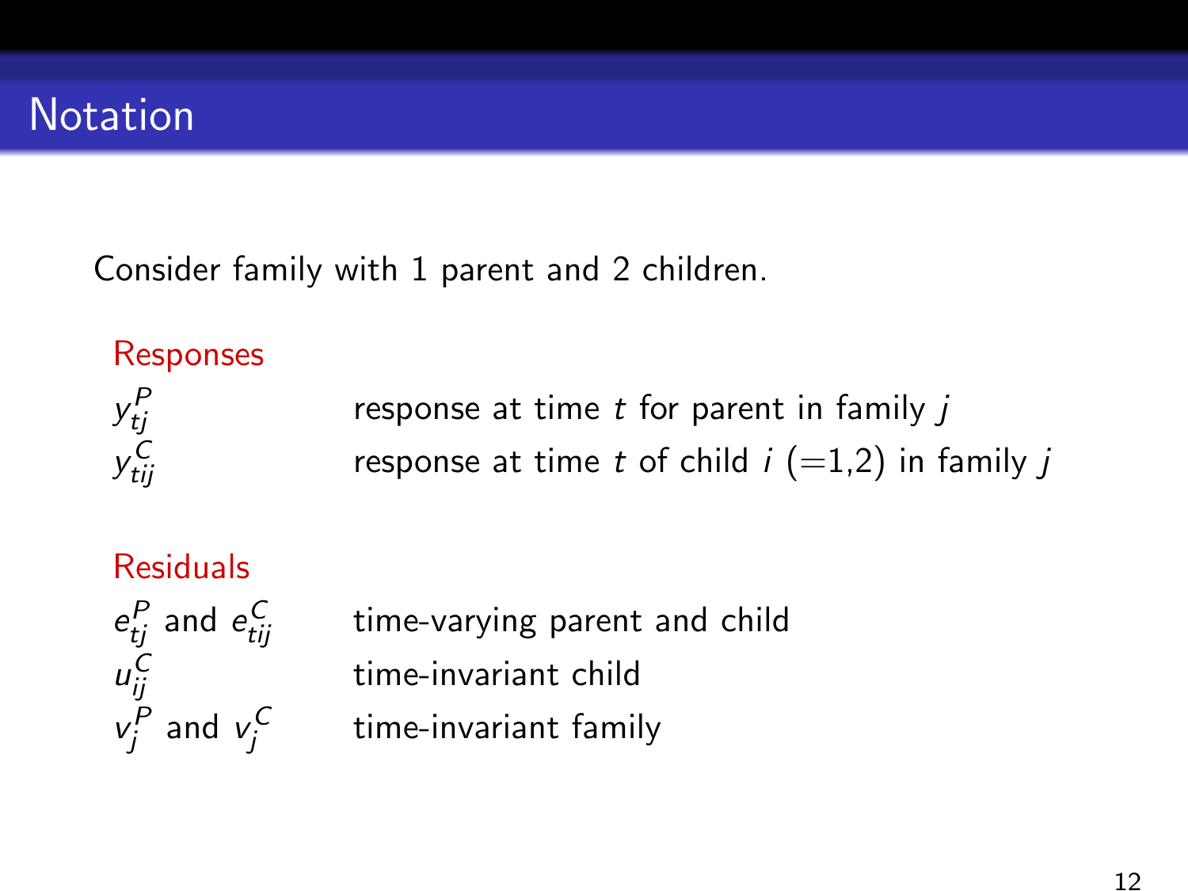# Notation

Consider family with 1 parent and 2 children.

**Responses**

| | |
|---|---|
| $y^{P}_{tj}$ | response at time $t$ for parent in family $j$ |
| $y^{C}_{tij}$ | response at time $t$ of child $i$ (=1,2) in family $j$ |

**Residuals**

| | |
|---|---|
| $e^{P}_{tj}$ and $e^{C}_{tij}$ | time-varying parent and child |
| $u^{C}_{ij}$ | time-invariant child |
| $v^{P}_{j}$ and $v^{C}_{j}$ | time-invariant family |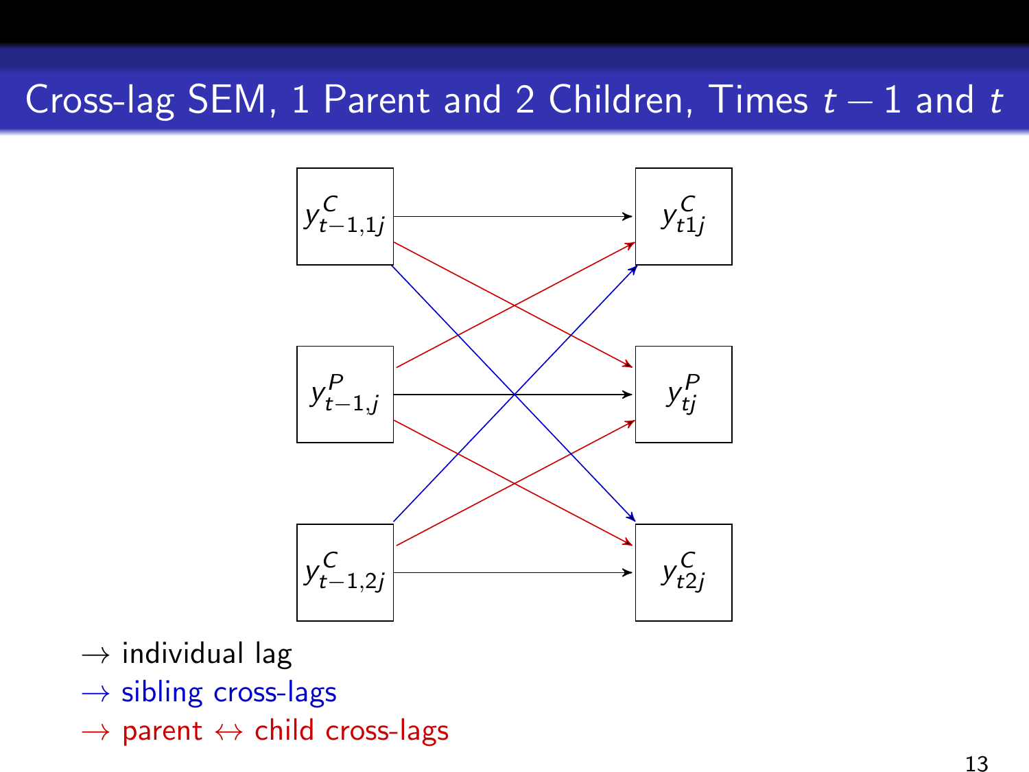# Cross-lag SEM, 1 Parent and 2 Children, Times $t-1$ and $t$

$y^C_{t-1,1j}$ → $y^C_{t1j}$

$y^P_{t-1,j}$ → $y^P_{tj}$

$y^C_{t-1,2j}$ → $y^C_{t2j}$

→ individual lag

→ sibling cross-lags

→ parent ↔ child cross-lags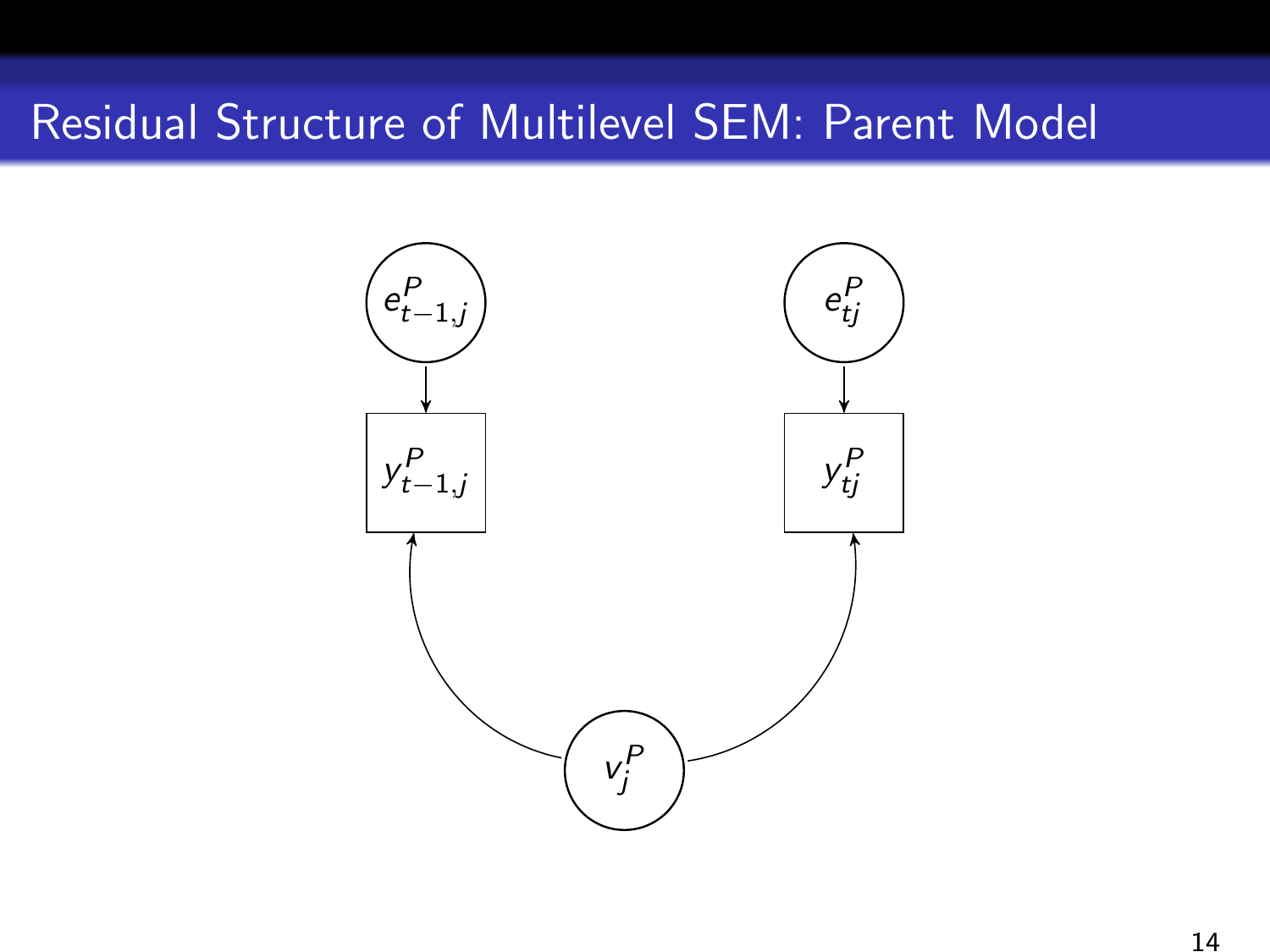# Residual Structure of Multilevel SEM: Parent Model

$e^P_{t-1,j}$

$e^P_{tj}$

$y^P_{t-1,j}$

$y^P_{tj}$

$v^P_j$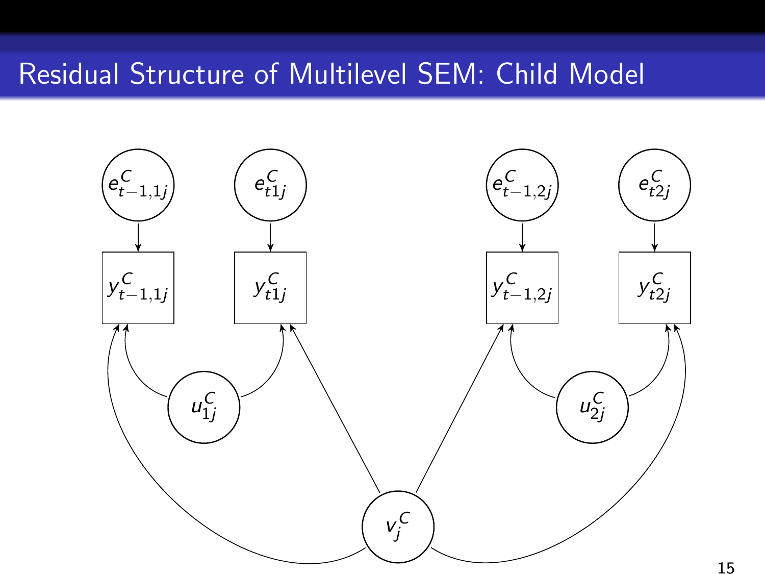# Residual Structure of Multilevel SEM: Child Model

$e^C_{t-1,1j}$ $e^C_{t1j}$ $e^C_{t-1,2j}$ $e^C_{t2j}$

$y^C_{t-1,1j}$ $y^C_{t1j}$ $y^C_{t-1,2j}$ $y^C_{t2j}$

$u^C_{1j}$ $u^C_{2j}$

$v^C_j$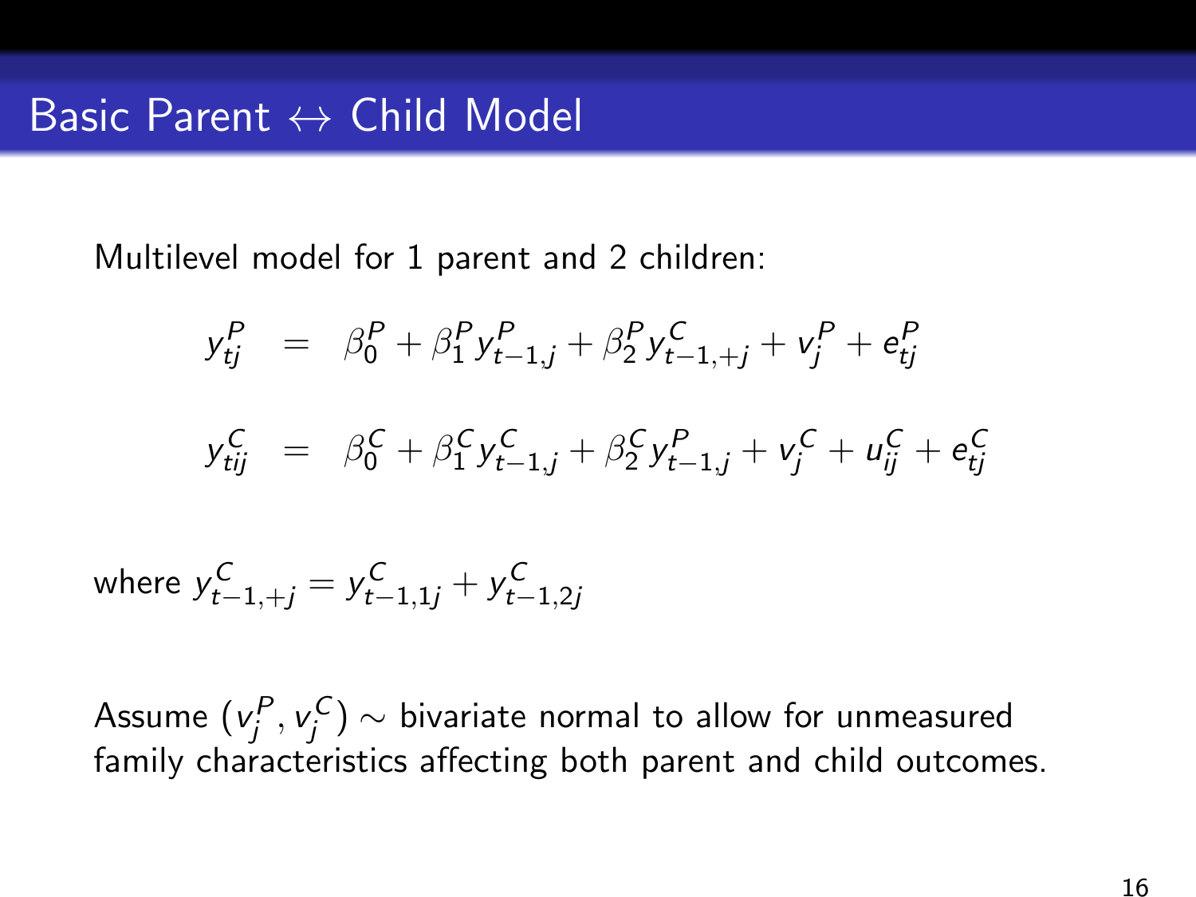# Basic Parent $\leftrightarrow$ Child Model

Multilevel model for 1 parent and 2 children:

$$
\begin{aligned}
y^P_{tj} &= \beta^P_0 + \beta^P_1 y^P_{t-1,j} + \beta^P_2 y^C_{t-1,+j} + v^P_j + e^P_{tj} \\
y^C_{tij} &= \beta^C_0 + \beta^C_1 y^C_{t-1,j} + \beta^C_2 y^P_{t-1,j} + v^C_j + u^C_{ij} + e^C_{tj}
\end{aligned}
$$

where $y^C_{t-1,+j} = y^C_{t-1,1j} + y^C_{t-1,2j}$

Assume $(v^P_j, v^C_j) \sim$ bivariate normal to allow for unmeasured family characteristics affecting both parent and child outcomes.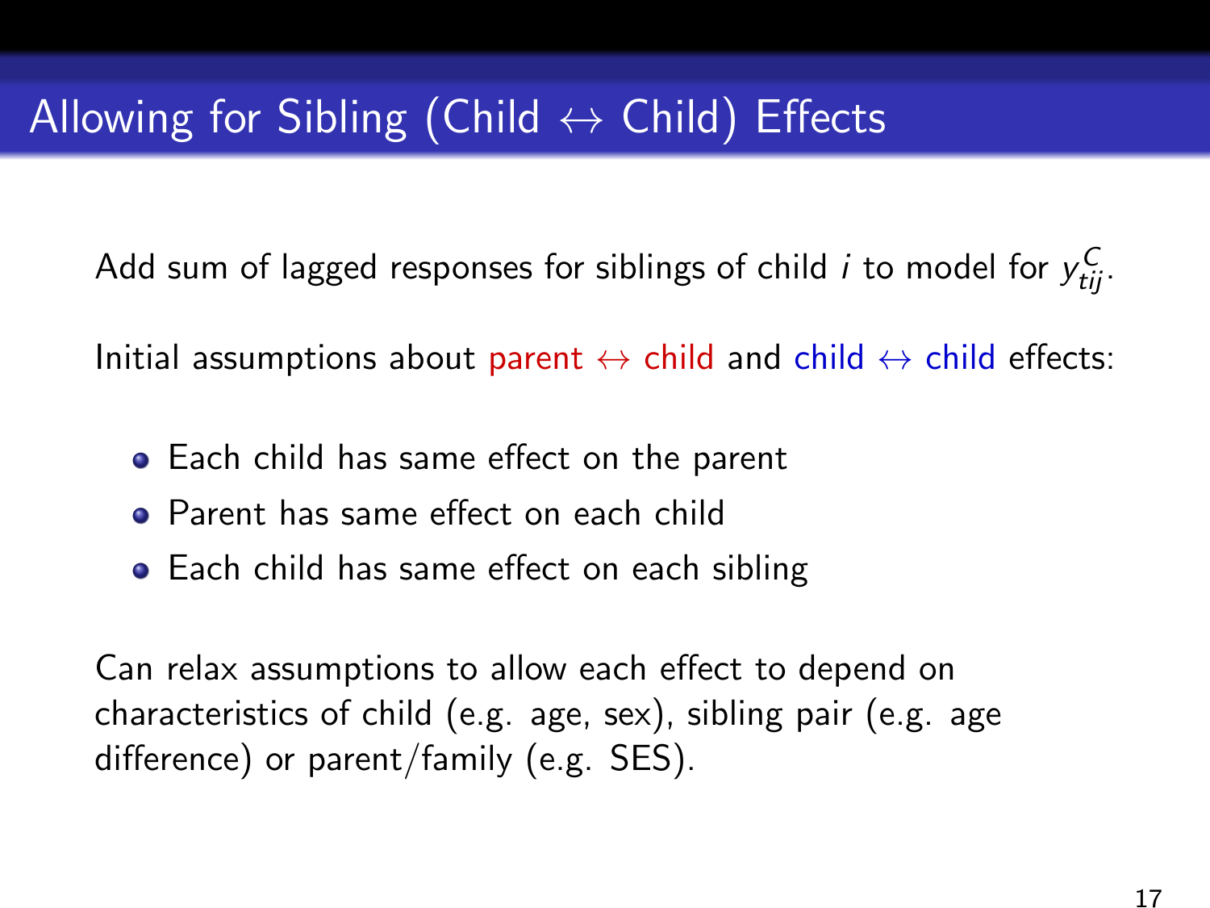# Allowing for Sibling (Child $\leftrightarrow$ Child) Effects

Add sum of lagged responses for siblings of child $i$ to model for $y^C_{tij}$.

Initial assumptions about parent $\leftrightarrow$ child and child $\leftrightarrow$ child effects:

- Each child has same effect on the parent
- Parent has same effect on each child
- Each child has same effect on each sibling

Can relax assumptions to allow each effect to depend on characteristics of child (e.g. age, sex), sibling pair (e.g. age difference) or parent/family (e.g. SES).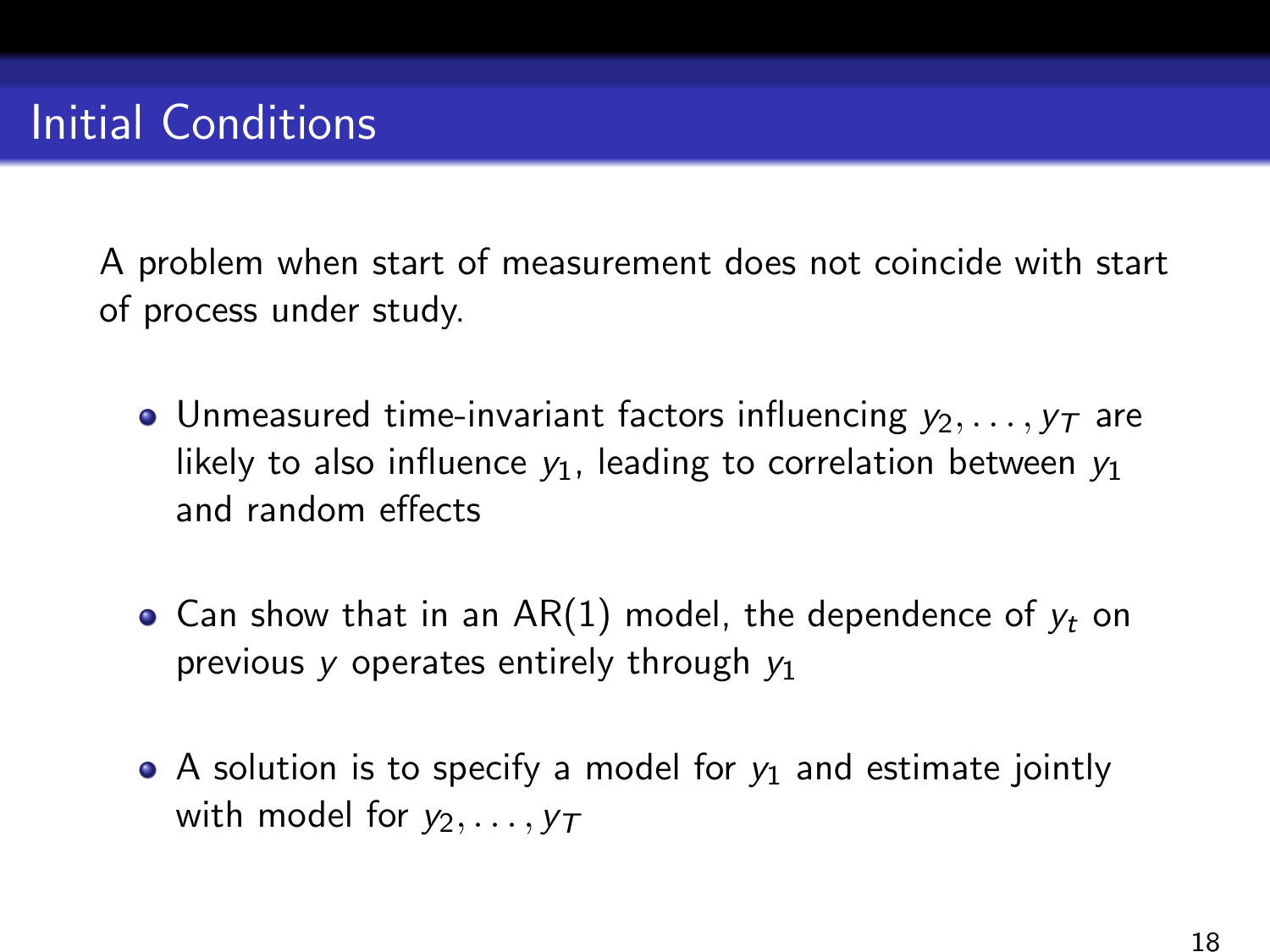# Initial Conditions

A problem when start of measurement does not coincide with start of process under study.

- Unmeasured time-invariant factors influencing $y_2, \ldots, y_T$ are likely to also influence $y_1$, leading to correlation between $y_1$ and random effects
- Can show that in an AR(1) model, the dependence of $y_t$ on previous $y$ operates entirely through $y_1$
- A solution is to specify a model for $y_1$ and estimate jointly with model for $y_2, \ldots, y_T$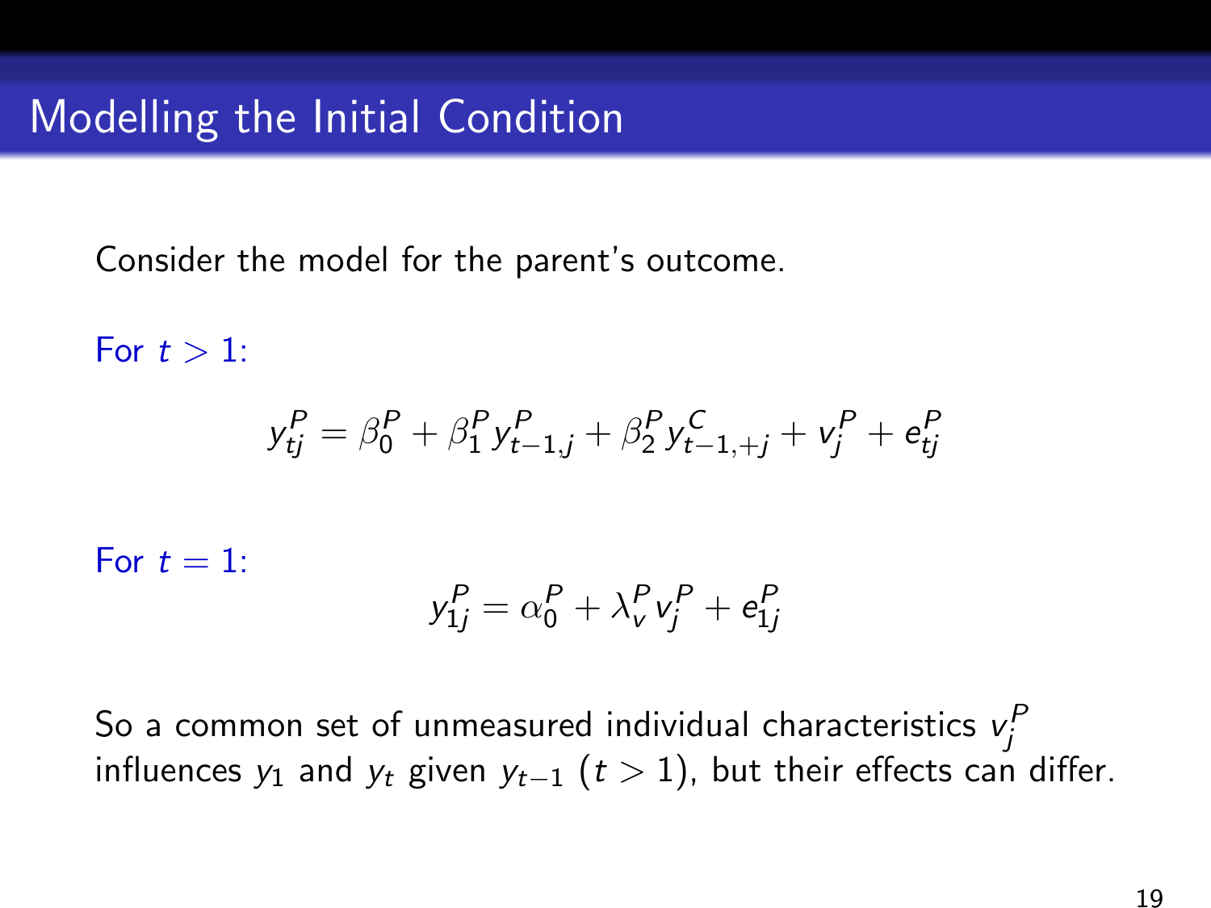# Modelling the Initial Condition

Consider the model for the parent's outcome.

For $t > 1$:

$$y_{tj}^P = \beta_0^P + \beta_1^P y_{t-1,j}^P + \beta_2^P y_{t-1,+j}^C + v_j^P + e_{tj}^P$$

For $t = 1$:

$$y_{1j}^P = \alpha_0^P + \lambda_v^P v_j^P + e_{1j}^P$$

So a common set of unmeasured individual characteristics $v_j^P$ influences $y_1$ and $y_t$ given $y_{t-1}$ $(t > 1)$, but their effects can differ.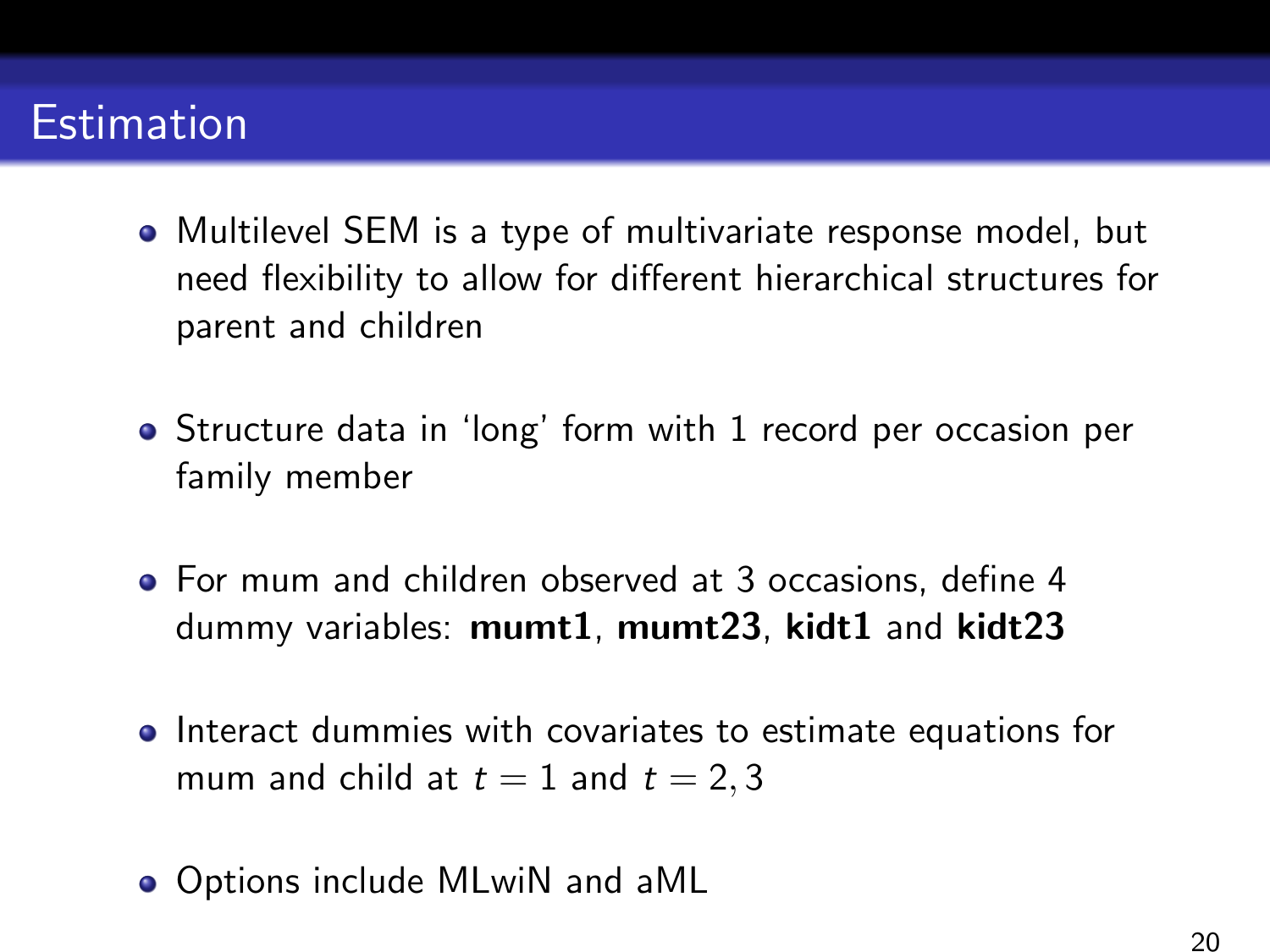# Estimation

- Multilevel SEM is a type of multivariate response model, but need flexibility to allow for different hierarchical structures for parent and children
- Structure data in 'long' form with 1 record per occasion per family member
- For mum and children observed at 3 occasions, define 4 dummy variables: **mumt1**, **mumt23**, **kidt1** and **kidt23**
- Interact dummies with covariates to estimate equations for mum and child at $t = 1$ and $t = 2, 3$
- Options include MLwiN and aML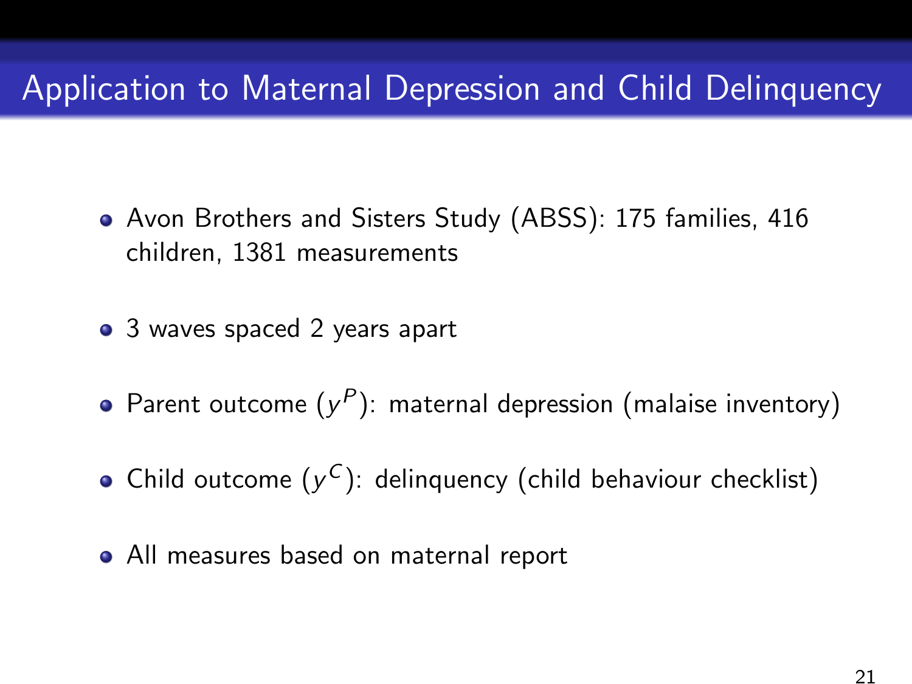# Application to Maternal Depression and Child Delinquency

- Avon Brothers and Sisters Study (ABSS): 175 families, 416 children, 1381 measurements
- 3 waves spaced 2 years apart
- Parent outcome ($y^P$): maternal depression (malaise inventory)
- Child outcome ($y^C$): delinquency (child behaviour checklist)
- All measures based on maternal report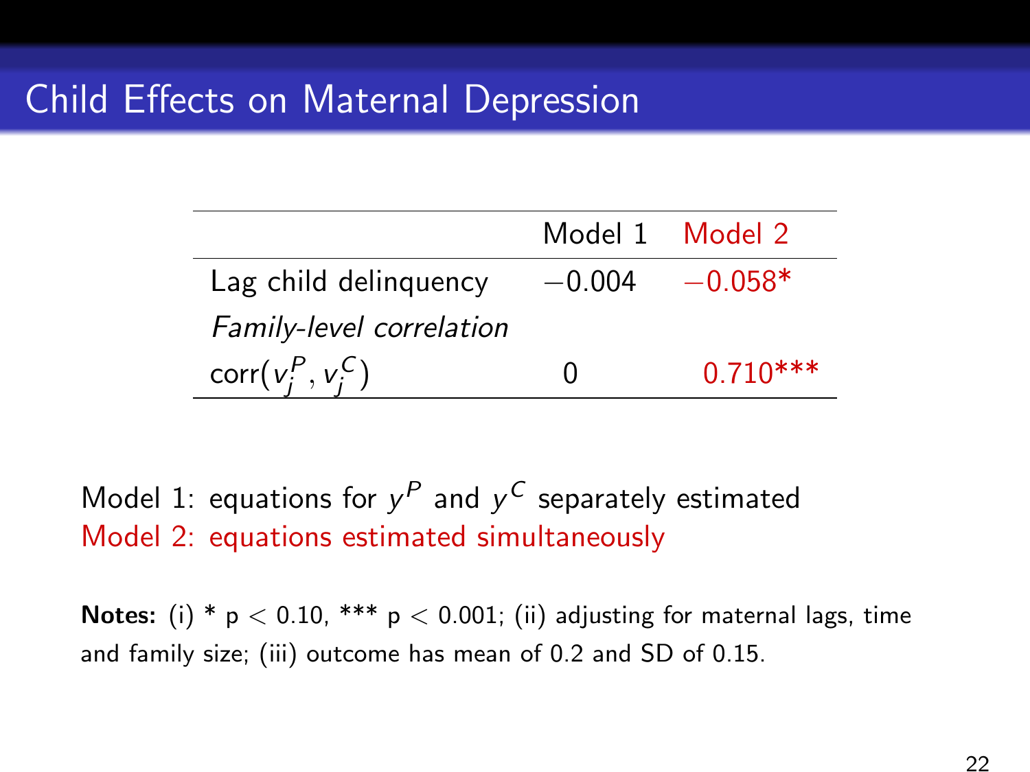# Child Effects on Maternal Depression

| | Model 1 | Model 2 |
|---|---|---|
| Lag child delinquency | $-0.004$ | $-0.058$* |
| *Family-level correlation* | | |
| $\text{corr}(v_j^P, v_j^C)$ | 0 | 0.710*** |

Model 1: equations for $y^P$ and $y^C$ separately estimated
Model 2: equations estimated simultaneously

**Notes:** (i) * $p < 0.10$, *** $p < 0.001$; (ii) adjusting for maternal lags, time and family size; (iii) outcome has mean of 0.2 and SD of 0.15.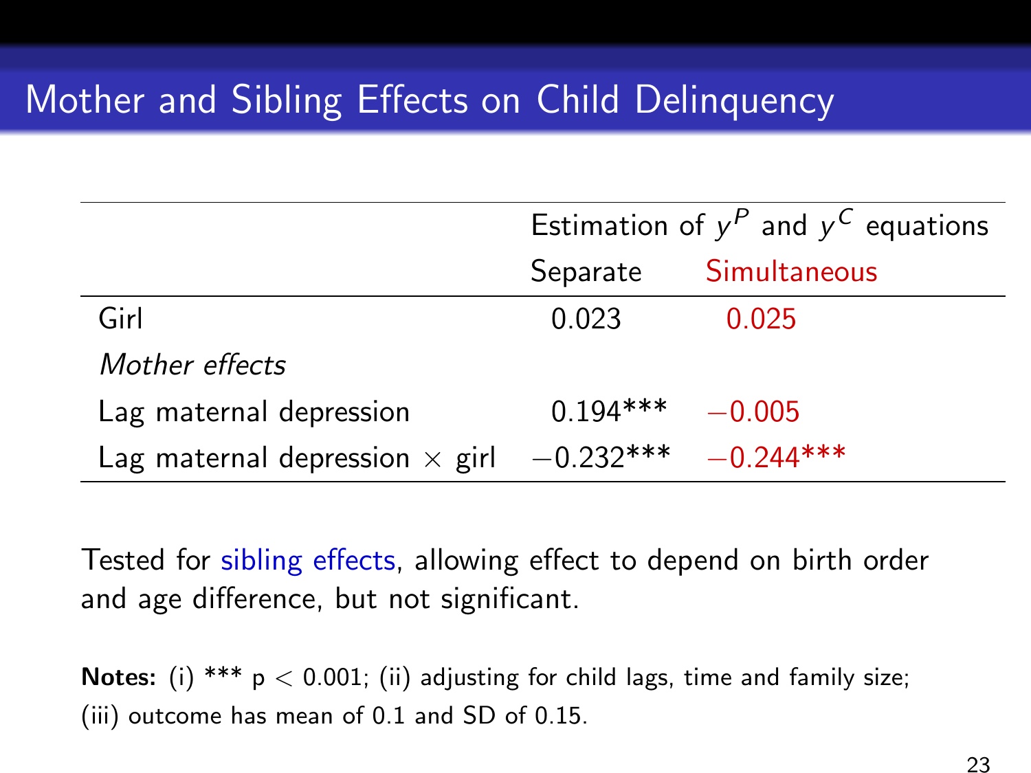# Mother and Sibling Effects on Child Delinquency

| | Estimation of $y^P$ and $y^C$ equations | |
|---|---|---|
| | Separate | Simultaneous |
| Girl | 0.023 | 0.025 |
| *Mother effects* | | |
| Lag maternal depression | 0.194*** | −0.005 |
| Lag maternal depression × girl | −0.232*** | −0.244*** |

Tested for sibling effects, allowing effect to depend on birth order and age difference, but not significant.

**Notes:** (i) *** p < 0.001; (ii) adjusting for child lags, time and family size; (iii) outcome has mean of 0.1 and SD of 0.15.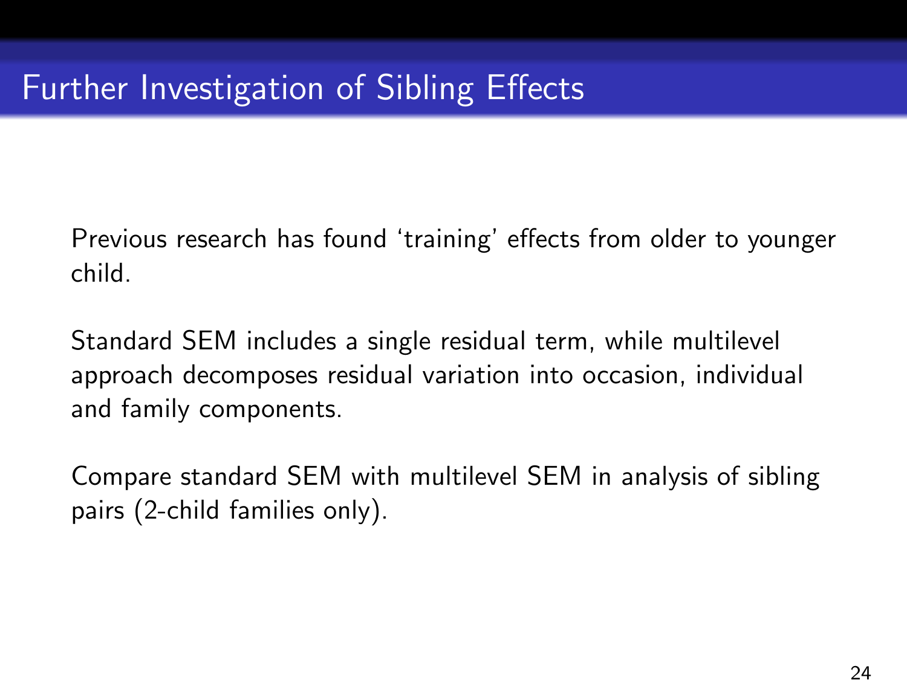# Further Investigation of Sibling Effects

Previous research has found ‘training’ effects from older to younger child.

Standard SEM includes a single residual term, while multilevel approach decomposes residual variation into occasion, individual and family components.

Compare standard SEM with multilevel SEM in analysis of sibling pairs (2-child families only).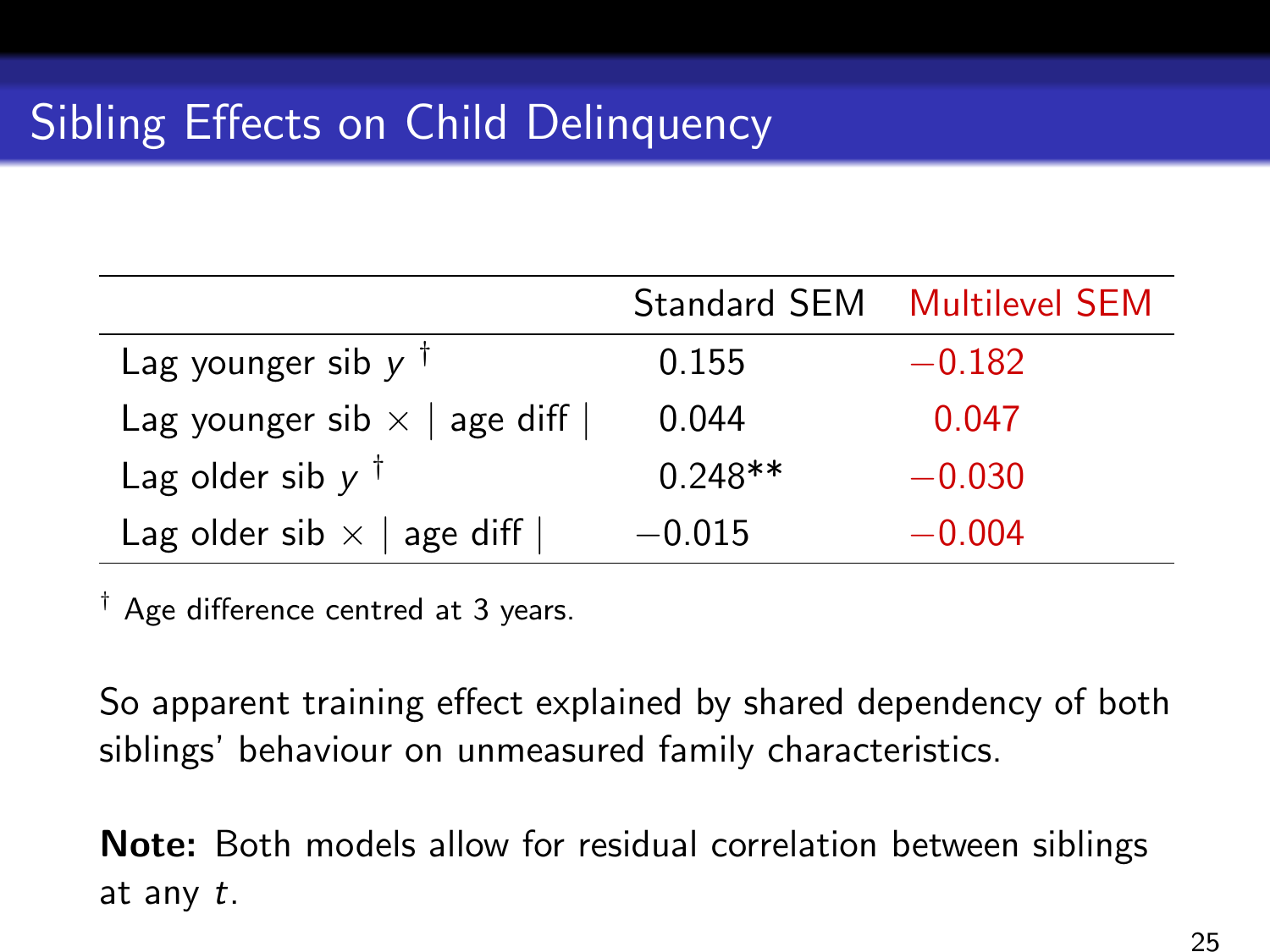# Sibling Effects on Child Delinquency

| | Standard SEM | Multilevel SEM |
|---|---|---|
| Lag younger sib $y$ † | 0.155 | −0.182 |
| Lag younger sib × \| age diff \| | 0.044 | 0.047 |
| Lag older sib $y$ † | 0.248** | −0.030 |
| Lag older sib × \| age diff \| | −0.015 | −0.004 |

† Age difference centred at 3 years.

So apparent training effect explained by shared dependency of both siblings' behaviour on unmeasured family characteristics.

**Note:** Both models allow for residual correlation between siblings at any $t$.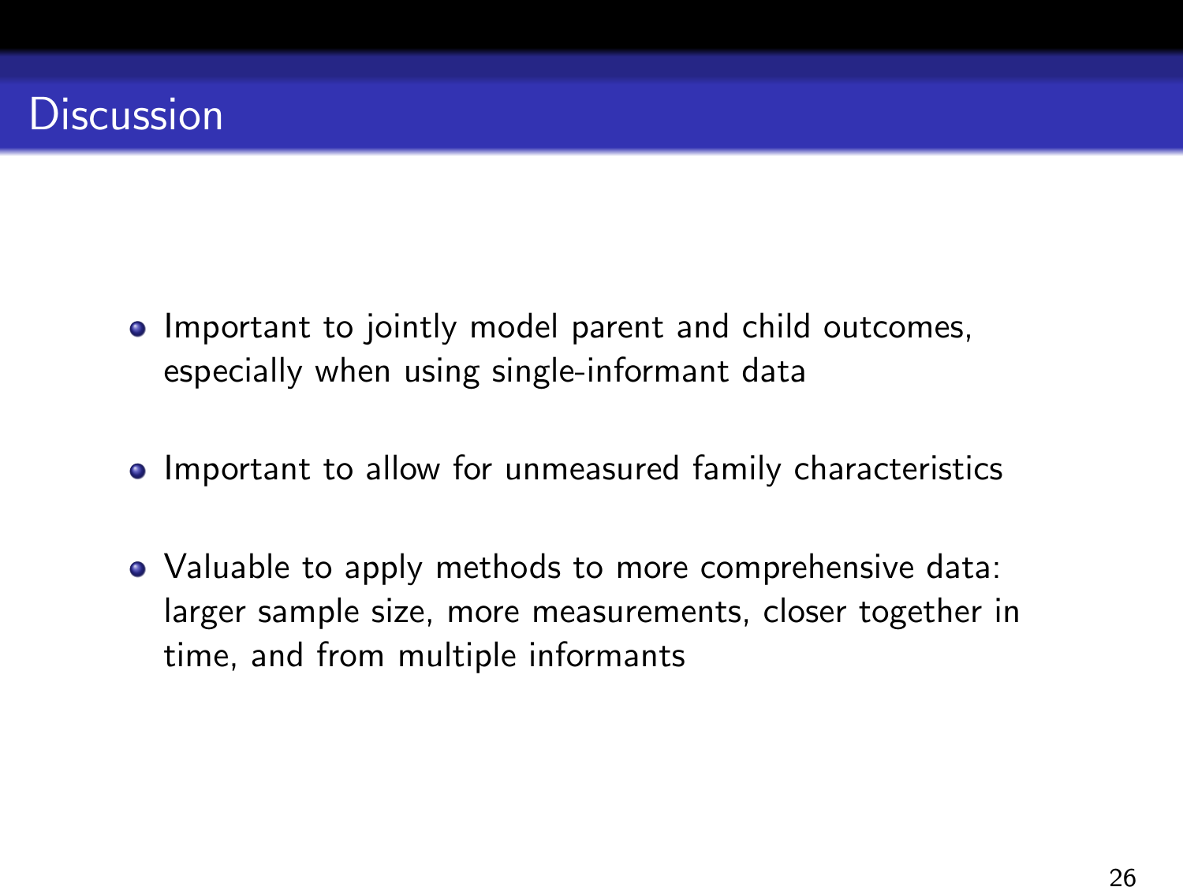# Discussion

- Important to jointly model parent and child outcomes, especially when using single-informant data
- Important to allow for unmeasured family characteristics
- Valuable to apply methods to more comprehensive data: larger sample size, more measurements, closer together in time, and from multiple informants